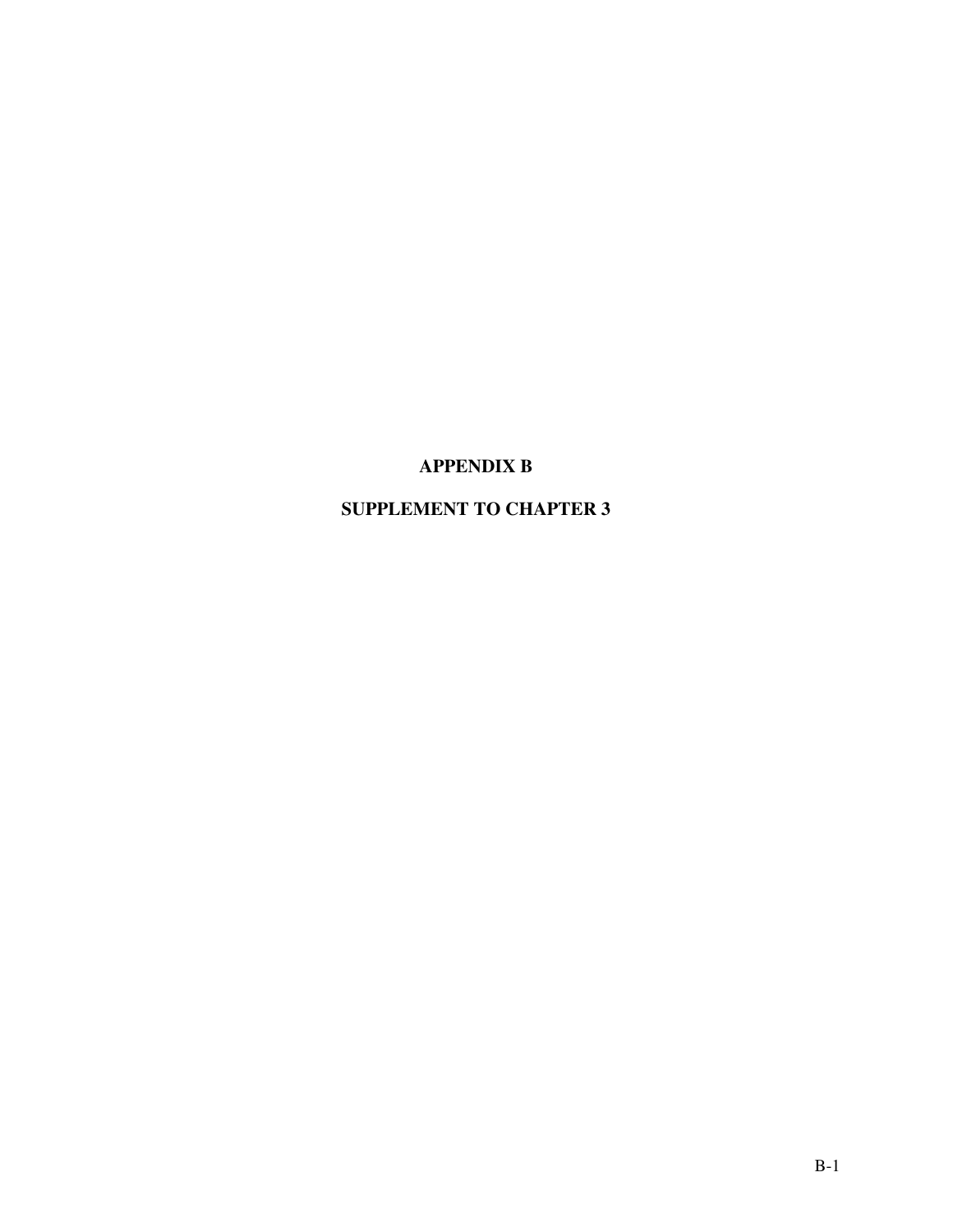# APPENDIX B

# SUPPLEMENT TO CHAPTER 3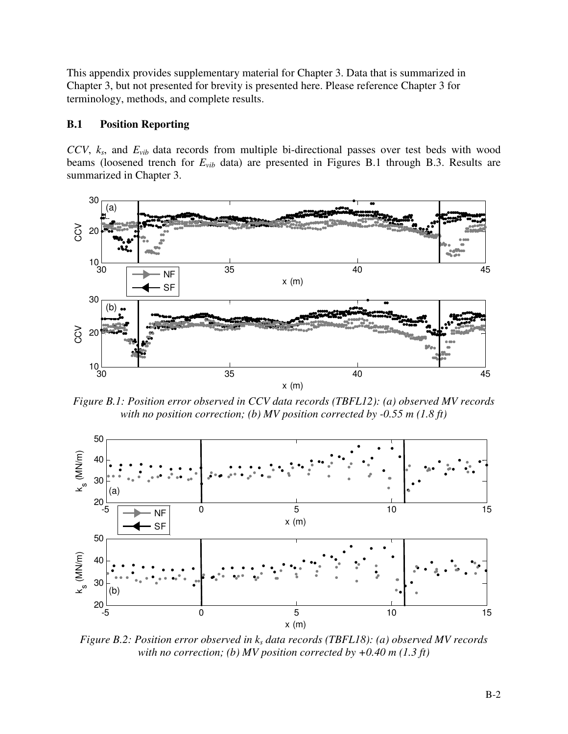This appendix provides supplementary material for Chapter 3. Data that is summarized in Chapter 3, but not presented for brevity is presented here. Please reference Chapter 3 for terminology, methods, and complete results.

## B.1 Position Reporting

*CCV*, $k_s$, and $E_{vib}$ data records from multiple bi-directional passes over test beds with wood beams (loosened trench for $E_{vib}$ data) are presented in Figures B.1 through B.3. Results are summarized in Chapter 3.

*Figure B.1: Position error observed in CCV data records (TBFL12): (a) observed MV records with no position correction; (b) MV position corrected by -0.55 m (1.8 ft)*

*Figure B.2: Position error observed in $k_s$ data records (TBFL18): (a) observed MV records with no correction; (b) MV position corrected by +0.40 m (1.3 ft)*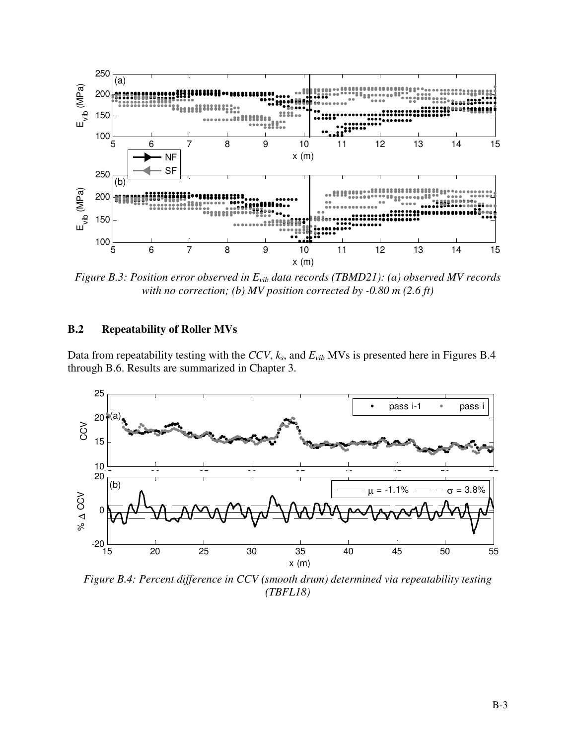*Figure B.3: Position error observed in $E_{vib}$ data records (TBMD21): (a) observed MV records with no correction; (b) MV position corrected by -0.80 m (2.6 ft)*

## B.2 Repeatability of Roller MVs

Data from repeatability testing with the *CCV*, $k_s$, and $E_{vib}$ MVs is presented here in Figures B.4 through B.6. Results are summarized in Chapter 3.

*Figure B.4: Percent difference in CCV (smooth drum) determined via repeatability testing (TBFL18)*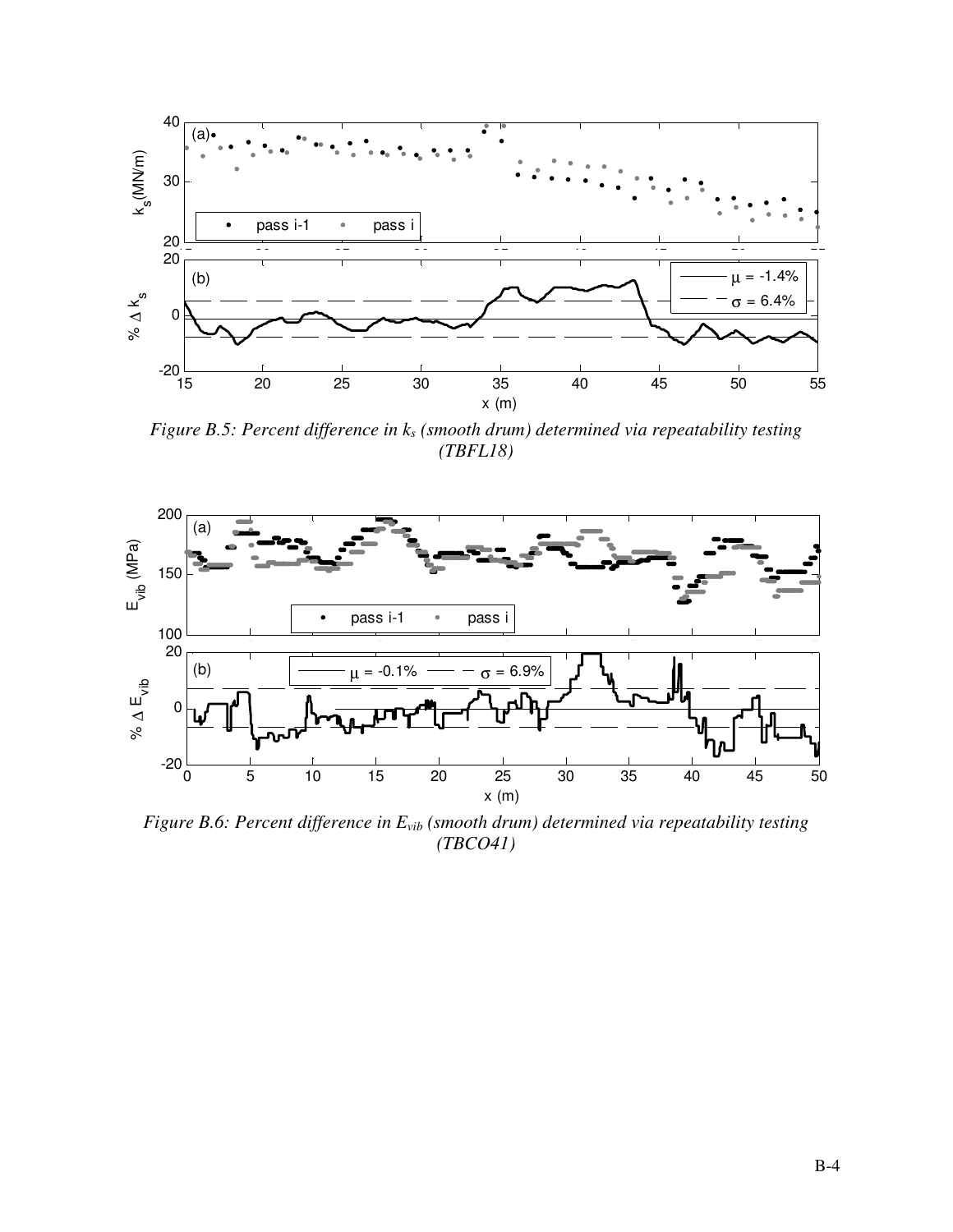Figure B.5: Percent difference in $k_s$ (smooth drum) determined via repeatability testing (TBFL18)

Figure B.6: Percent difference in $E_{vib}$ (smooth drum) determined via repeatability testing (TBCO41)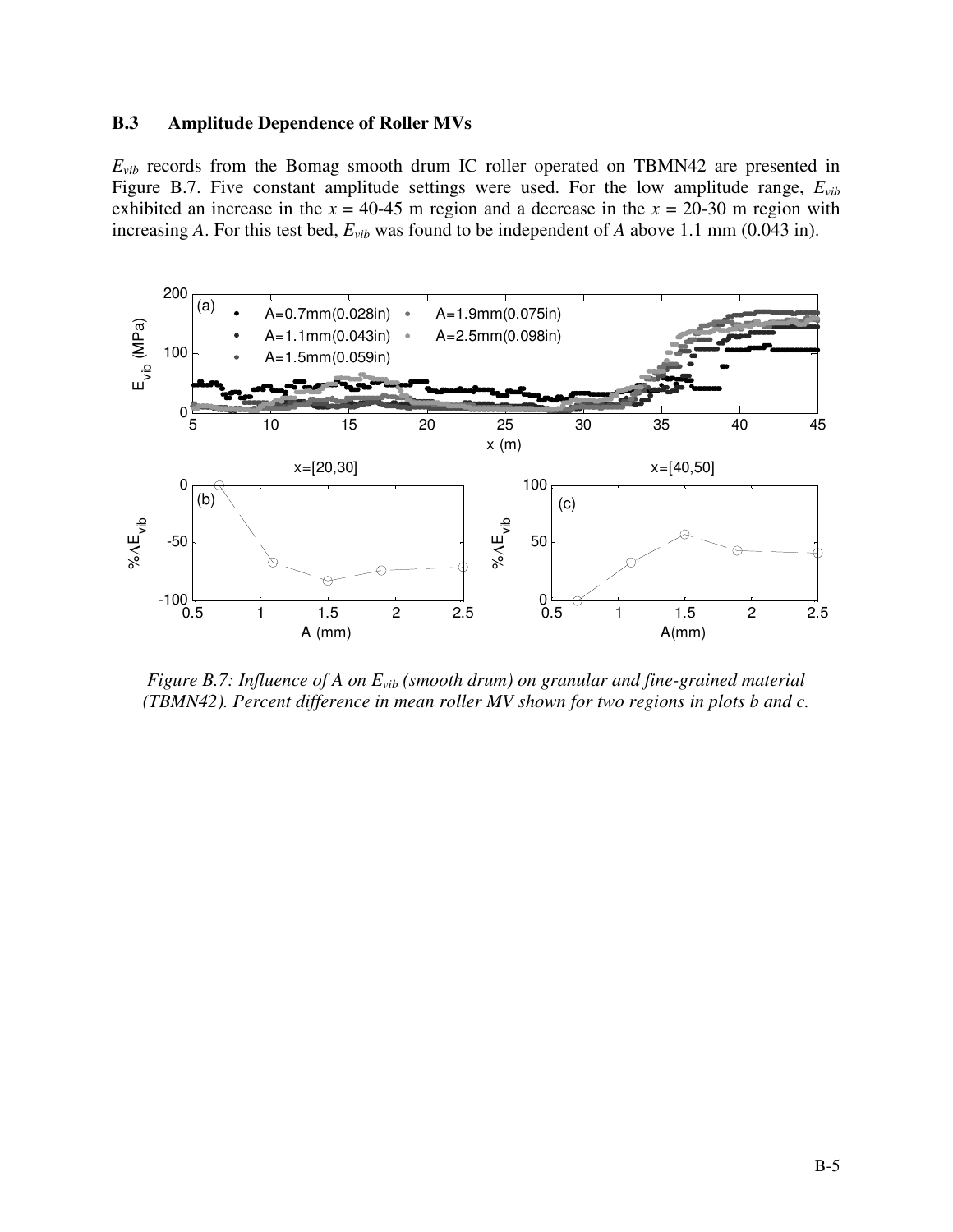### B.3 Amplitude Dependence of Roller MVs

$E_{vib}$ records from the Bomag smooth drum IC roller operated on TBMN42 are presented in Figure B.7. Five constant amplitude settings were used. For the low amplitude range, $E_{vib}$ exhibited an increase in the $x$ = 40-45 m region and a decrease in the $x$ = 20-30 m region with increasing $A$. For this test bed, $E_{vib}$ was found to be independent of $A$ above 1.1 mm (0.043 in).

*Figure B.7: Influence of A on $E_{vib}$ (smooth drum) on granular and fine-grained material (TBMN42). Percent difference in mean roller MV shown for two regions in plots b and c.*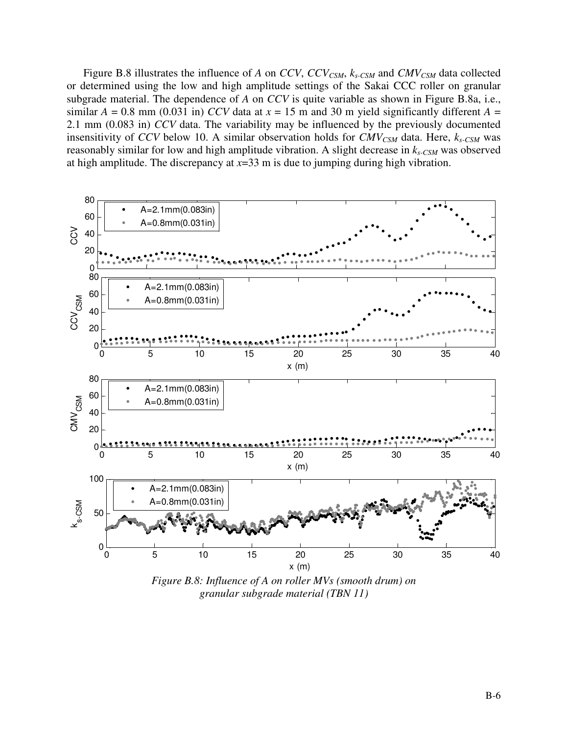Figure B.8 illustrates the influence of $A$ on $CCV$, $CCV_{CSM}$, $k_{s\text{-}CSM}$ and $CMV_{CSM}$ data collected or determined using the low and high amplitude settings of the Sakai CCC roller on granular subgrade material. The dependence of $A$ on $CCV$ is quite variable as shown in Figure B.8a, i.e., similar $A$ = 0.8 mm (0.031 in) $CCV$ data at $x$ = 15 m and 30 m yield significantly different $A$ = 2.1 mm (0.083 in) $CCV$ data. The variability may be influenced by the previously documented insensitivity of $CCV$ below 10. A similar observation holds for $CMV_{CSM}$ data. Here, $k_{s\text{-}CSM}$ was reasonably similar for low and high amplitude vibration. A slight decrease in $k_{s\text{-}CSM}$ was observed at high amplitude. The discrepancy at $x$=33 m is due to jumping during high vibration.

*Figure B.8: Influence of A on roller MVs (smooth drum) on granular subgrade material (TBN 11)*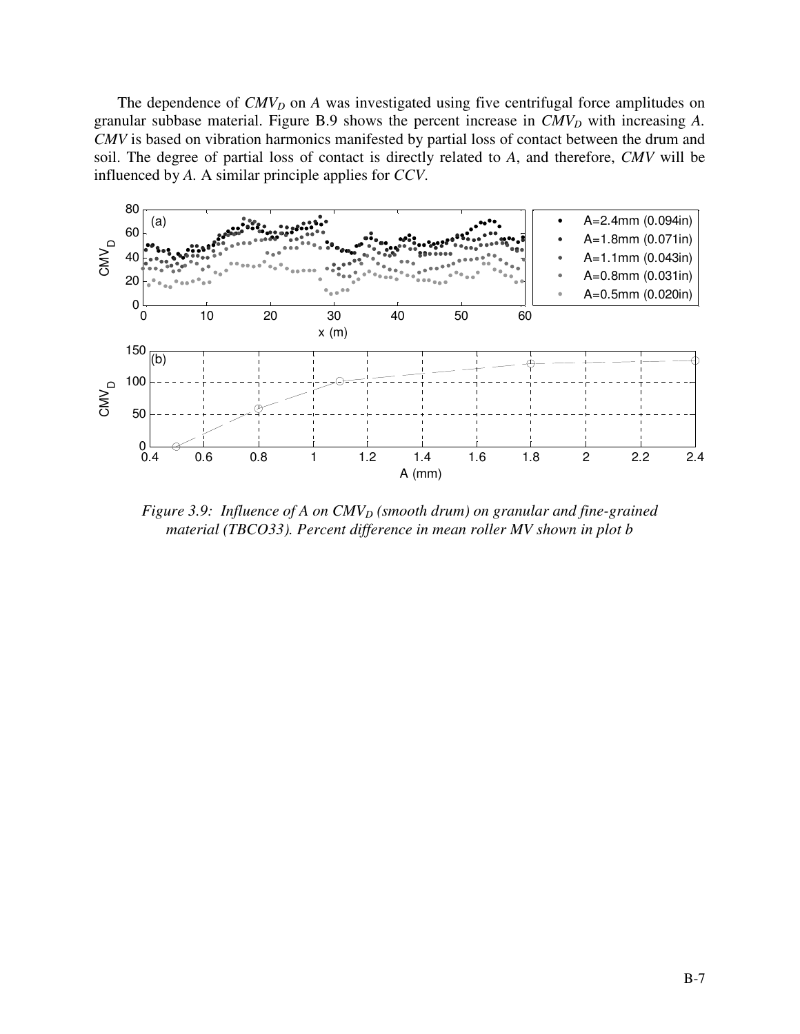The dependence of $CMV_D$ on $A$ was investigated using five centrifugal force amplitudes on granular subbase material. Figure B.9 shows the percent increase in $CMV_D$ with increasing $A$. *CMV* is based on vibration harmonics manifested by partial loss of contact between the drum and soil. The degree of partial loss of contact is directly related to $A$, and therefore, *CMV* will be influenced by $A$. A similar principle applies for *CCV*.

*Figure 3.9: Influence of A on $CMV_D$ (smooth drum) on granular and fine-grained material (TBCO33). Percent difference in mean roller MV shown in plot b*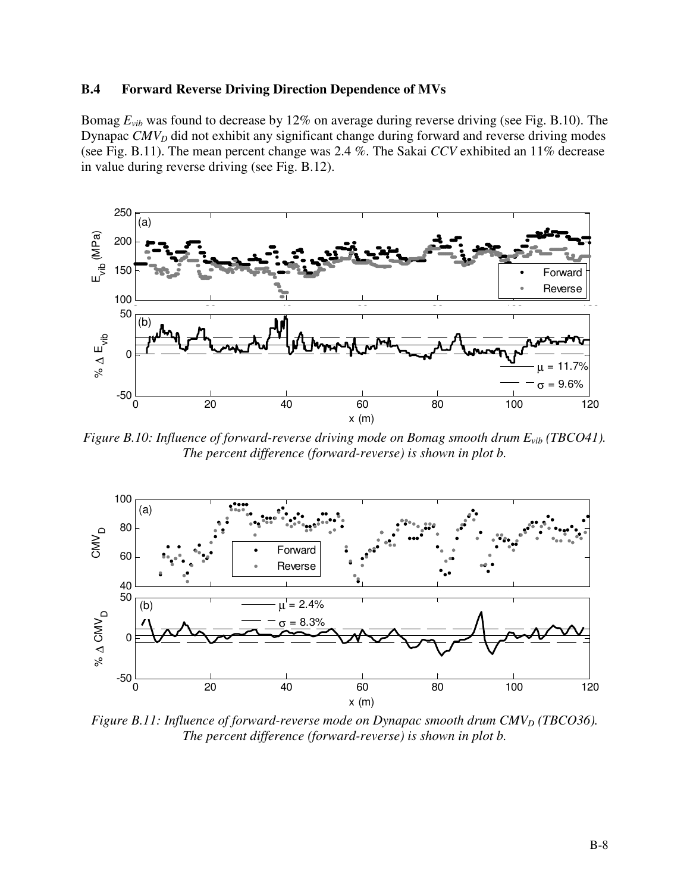## B.4 Forward Reverse Driving Direction Dependence of MVs

Bomag $E_{vib}$ was found to decrease by 12% on average during reverse driving (see Fig. B.10). The Dynapac $CMV_D$ did not exhibit any significant change during forward and reverse driving modes (see Fig. B.11). The mean percent change was 2.4 %. The Sakai *CCV* exhibited an 11% decrease in value during reverse driving (see Fig. B.12).

*Figure B.10: Influence of forward-reverse driving mode on Bomag smooth drum $E_{vib}$ (TBCO41). The percent difference (forward-reverse) is shown in plot b.*

*Figure B.11: Influence of forward-reverse mode on Dynapac smooth drum $CMV_D$ (TBCO36). The percent difference (forward-reverse) is shown in plot b.*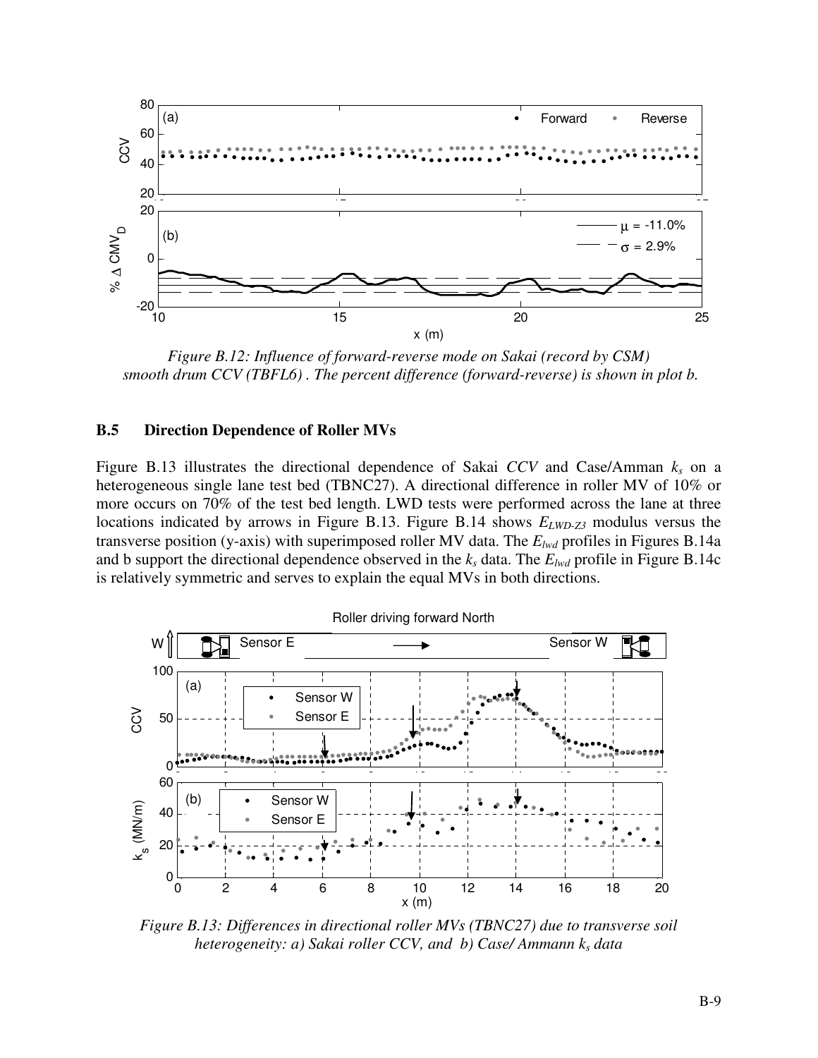*Figure B.12: Influence of forward-reverse mode on Sakai (record by CSM) smooth drum CCV (TBFL6) . The percent difference (forward-reverse) is shown in plot b.*

## B.5 Direction Dependence of Roller MVs

Figure B.13 illustrates the directional dependence of Sakai *CCV* and Case/Amman $k_s$ on a heterogeneous single lane test bed (TBNC27). A directional difference in roller MV of 10% or more occurs on 70% of the test bed length. LWD tests were performed across the lane at three locations indicated by arrows in Figure B.13. Figure B.14 shows $E_{LWD-Z3}$ modulus versus the transverse position (y-axis) with superimposed roller MV data. The $E_{lwd}$ profiles in Figures B.14a and b support the directional dependence observed in the $k_s$ data. The $E_{lwd}$ profile in Figure B.14c is relatively symmetric and serves to explain the equal MVs in both directions.

*Figure B.13: Differences in directional roller MVs (TBNC27) due to transverse soil heterogeneity: a) Sakai roller CCV, and b) Case/ Ammann $k_s$ data*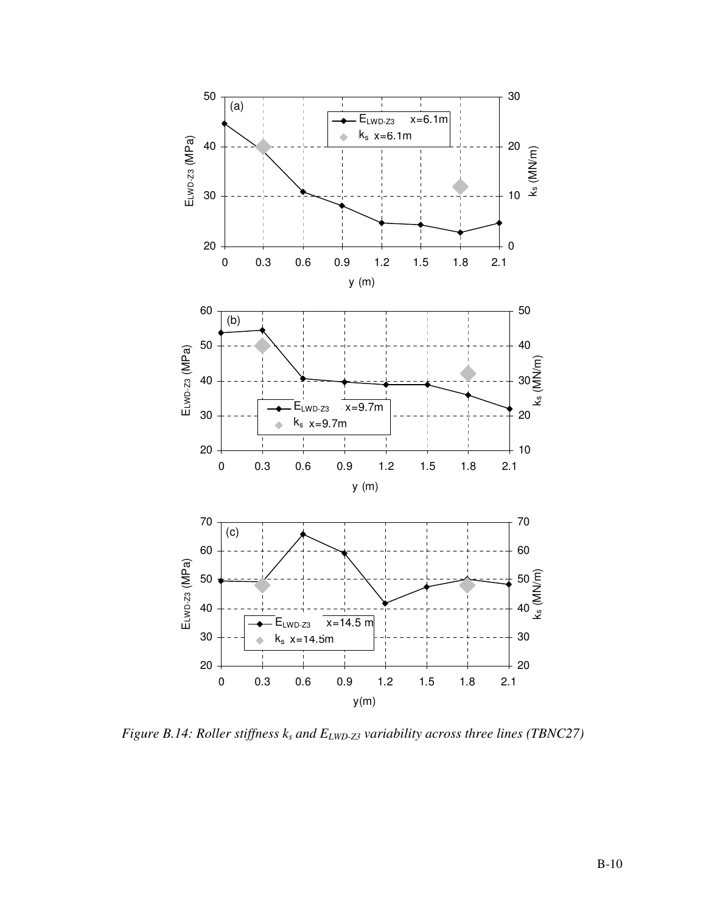(a)

$E_{LWD-Z3}$ x=6.1m

$k_s$ x=6.1m

$E_{LWD-Z3}$ (MPa)

$k_s$ (MN/m)

50
40
30
20

30
20
10
0

0 0.3 0.6 0.9 1.2 1.5 1.8 2.1

y (m)

(b)

$E_{LWD-Z3}$ x=9.7m

$k_s$ x=9.7m

$E_{LWD-Z3}$ (MPa)

$k_s$ (MN/m)

60
50
40
30
20

50
40
30
20
10

0 0.3 0.6 0.9 1.2 1.5 1.8 2.1

y (m)

(c)

$E_{LWD-Z3}$ x=14.5 m

$k_s$ x=14.5m

$E_{LWD-Z3}$ (MPa)

$k_s$ (MN/m)

70
60
50
40
30
20

70
60
50
40
30
20

0 0.3 0.6 0.9 1.2 1.5 1.8 2.1

y(m)

*Figure B.14: Roller stiffness $k_s$ and $E_{LWD-Z3}$ variability across three lines (TBNC27)*